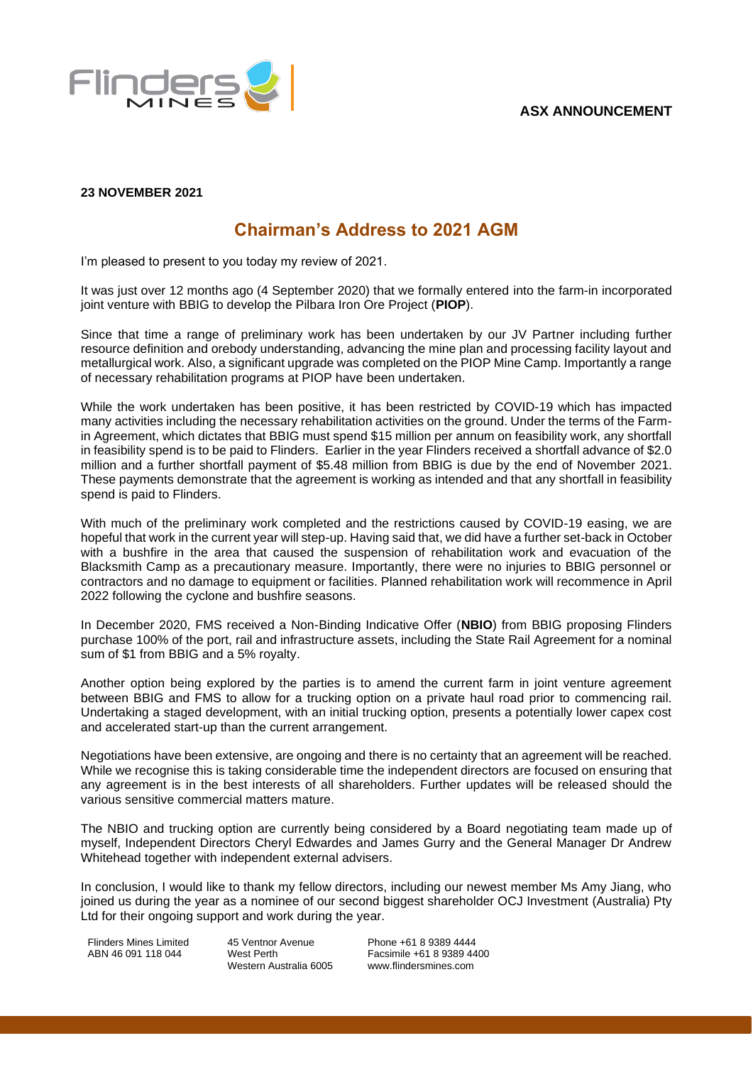**ASX ANNOUNCEMENT**

**23 NOVEMBER 2021**

# Chairman's Address to 2021 AGM

I'm pleased to present to you today my review of 2021.

It was just over 12 months ago (4 September 2020) that we formally entered into the farm-in incorporated joint venture with BBIG to develop the Pilbara Iron Ore Project (**PIOP**).

Since that time a range of preliminary work has been undertaken by our JV Partner including further resource definition and orebody understanding, advancing the mine plan and processing facility layout and metallurgical work. Also, a significant upgrade was completed on the PIOP Mine Camp. Importantly a range of necessary rehabilitation programs at PIOP have been undertaken.

While the work undertaken has been positive, it has been restricted by COVID-19 which has impacted many activities including the necessary rehabilitation activities on the ground. Under the terms of the Farm-in Agreement, which dictates that BBIG must spend $15 million per annum on feasibility work, any shortfall in feasibility spend is to be paid to Flinders. Earlier in the year Flinders received a shortfall advance of $2.0 million and a further shortfall payment of $5.48 million from BBIG is due by the end of November 2021. These payments demonstrate that the agreement is working as intended and that any shortfall in feasibility spend is paid to Flinders.

With much of the preliminary work completed and the restrictions caused by COVID-19 easing, we are hopeful that work in the current year will step-up. Having said that, we did have a further set-back in October with a bushfire in the area that caused the suspension of rehabilitation work and evacuation of the Blacksmith Camp as a precautionary measure. Importantly, there were no injuries to BBIG personnel or contractors and no damage to equipment or facilities. Planned rehabilitation work will recommence in April 2022 following the cyclone and bushfire seasons.

In December 2020, FMS received a Non-Binding Indicative Offer (**NBIO**) from BBIG proposing Flinders purchase 100% of the port, rail and infrastructure assets, including the State Rail Agreement for a nominal sum of $1 from BBIG and a 5% royalty.

Another option being explored by the parties is to amend the current farm in joint venture agreement between BBIG and FMS to allow for a trucking option on a private haul road prior to commencing rail. Undertaking a staged development, with an initial trucking option, presents a potentially lower capex cost and accelerated start-up than the current arrangement.

Negotiations have been extensive, are ongoing and there is no certainty that an agreement will be reached. While we recognise this is taking considerable time the independent directors are focused on ensuring that any agreement is in the best interests of all shareholders. Further updates will be released should the various sensitive commercial matters mature.

The NBIO and trucking option are currently being considered by a Board negotiating team made up of myself, Independent Directors Cheryl Edwardes and James Gurry and the General Manager Dr Andrew Whitehead together with independent external advisers.

In conclusion, I would like to thank my fellow directors, including our newest member Ms Amy Jiang, who joined us during the year as a nominee of our second biggest shareholder OCJ Investment (Australia) Pty Ltd for their ongoing support and work during the year.

Flinders Mines Limited
ABN 46 091 118 044

45 Ventnor Avenue
West Perth
Western Australia 6005

Phone +61 8 9389 4444
Facsimile +61 8 9389 4400
www.flindersmines.com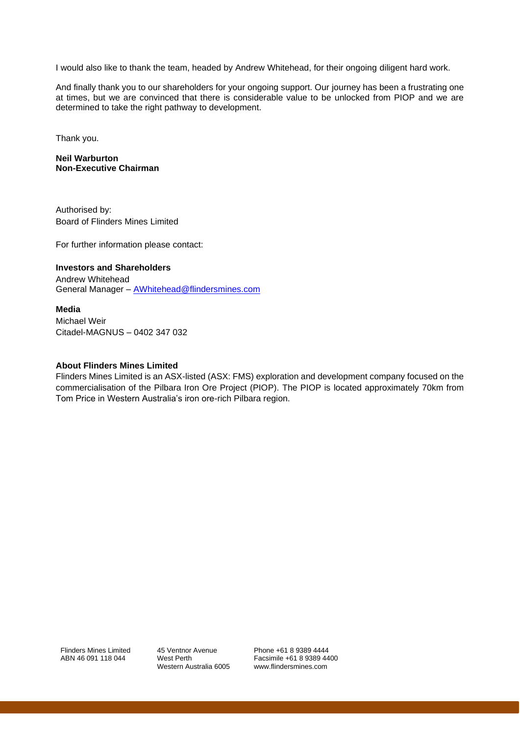I would also like to thank the team, headed by Andrew Whitehead, for their ongoing diligent hard work.

And finally thank you to our shareholders for your ongoing support. Our journey has been a frustrating one at times, but we are convinced that there is considerable value to be unlocked from PIOP and we are determined to take the right pathway to development.

Thank you.

**Neil Warburton**
**Non-Executive Chairman**

Authorised by:
Board of Flinders Mines Limited

For further information please contact:

**Investors and Shareholders**
Andrew Whitehead
General Manager – AWhitehead@flindersmines.com

**Media**
Michael Weir
Citadel-MAGNUS – 0402 347 032

**About Flinders Mines Limited**
Flinders Mines Limited is an ASX-listed (ASX: FMS) exploration and development company focused on the commercialisation of the Pilbara Iron Ore Project (PIOP). The PIOP is located approximately 70km from Tom Price in Western Australia's iron ore-rich Pilbara region.